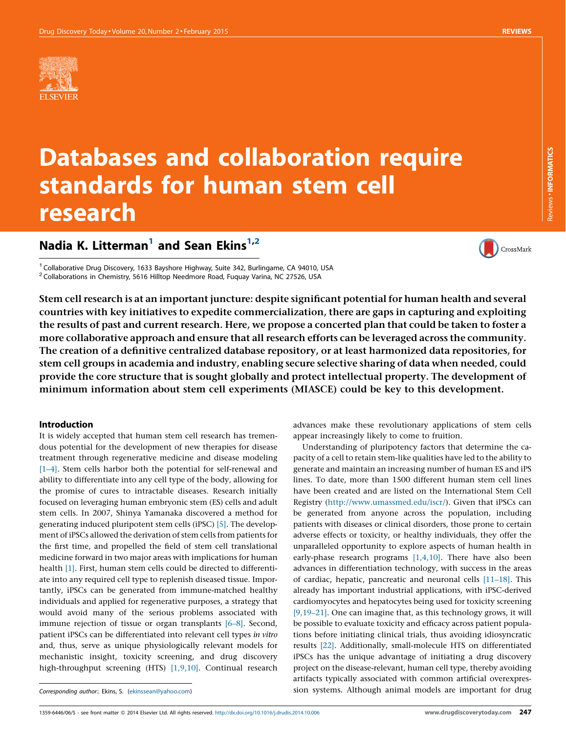# Databases and collaboration require standards for human stem cell research

## Nadia K. Litterman[1] and Sean Ekins[1,2]

[1] Collaborative Drug Discovery, 1633 Bayshore Highway, Suite 342, Burlingame, CA 94010, USA
[2] Collaborations in Chemistry, 5616 Hilltop Needmore Road, Fuquay Varina, NC 27526, USA

**Stem cell research is at an important juncture: despite significant potential for human health and several countries with key initiatives to expedite commercialization, there are gaps in capturing and exploiting the results of past and current research. Here, we propose a concerted plan that could be taken to foster a more collaborative approach and ensure that all research efforts can be leveraged across the community. The creation of a definitive centralized database repository, or at least harmonized data repositories, for stem cell groups in academia and industry, enabling secure selective sharing of data when needed, could provide the core structure that is sought globally and protect intellectual property. The development of minimum information about stem cell experiments (MIASCE) could be key to this development.**

### Introduction

It is widely accepted that human stem cell research has tremendous potential for the development of new therapies for disease treatment through regenerative medicine and disease modeling [1–4]. Stem cells harbor both the potential for self-renewal and ability to differentiate into any cell type of the body, allowing for the promise of cures to intractable diseases. Research initially focused on leveraging human embryonic stem (ES) cells and adult stem cells. In 2007, Shinya Yamanaka discovered a method for generating induced pluripotent stem cells (iPSC) [5]. The development of iPSCs allowed the derivation of stem cells from patients for the first time, and propelled the field of stem cell translational medicine forward in two major areas with implications for human health [1]. First, human stem cells could be directed to differentiate into any required cell type to replenish diseased tissue. Importantly, iPSCs can be generated from immune-matched healthy individuals and applied for regenerative purposes, a strategy that would avoid many of the serious problems associated with immune rejection of tissue or organ transplants [6–8]. Second, patient iPSCs can be differentiated into relevant cell types *in vitro* and, thus, serve as unique physiologically relevant models for mechanistic insight, toxicity screening, and drug discovery high-throughput screening (HTS) [1,9,10]. Continual research advances make these revolutionary applications of stem cells appear increasingly likely to come to fruition.

Understanding of pluripotency factors that determine the capacity of a cell to retain stem-like qualities have led to the ability to generate and maintain an increasing number of human ES and iPS lines. To date, more than 1500 different human stem cell lines have been created and are listed on the International Stem Cell Registry (http://www.umassmed.edu/iscr/). Given that iPSCs can be generated from anyone across the population, including patients with diseases or clinical disorders, those prone to certain adverse effects or toxicity, or healthy individuals, they offer the unparalleled opportunity to explore aspects of human health in early-phase research programs [1,4,10]. There have also been advances in differentiation technology, with success in the areas of cardiac, hepatic, pancreatic and neuronal cells [11–18]. This already has important industrial applications, with iPSC-derived cardiomyocytes and hepatocytes being used for toxicity screening [9,19–21]. One can imagine that, as this technology grows, it will be possible to evaluate toxicity and efficacy across patient populations before initiating clinical trials, thus avoiding idiosyncratic results [22]. Additionally, small-molecule HTS on differentiated iPSCs has the unique advantage of initiating a drug discovery project on the disease-relevant, human cell type, thereby avoiding artifacts typically associated with common artificial overexpression systems. Although animal models are important for drug

Corresponding author:. Ekins, S. (ekinssean@yahoo.com)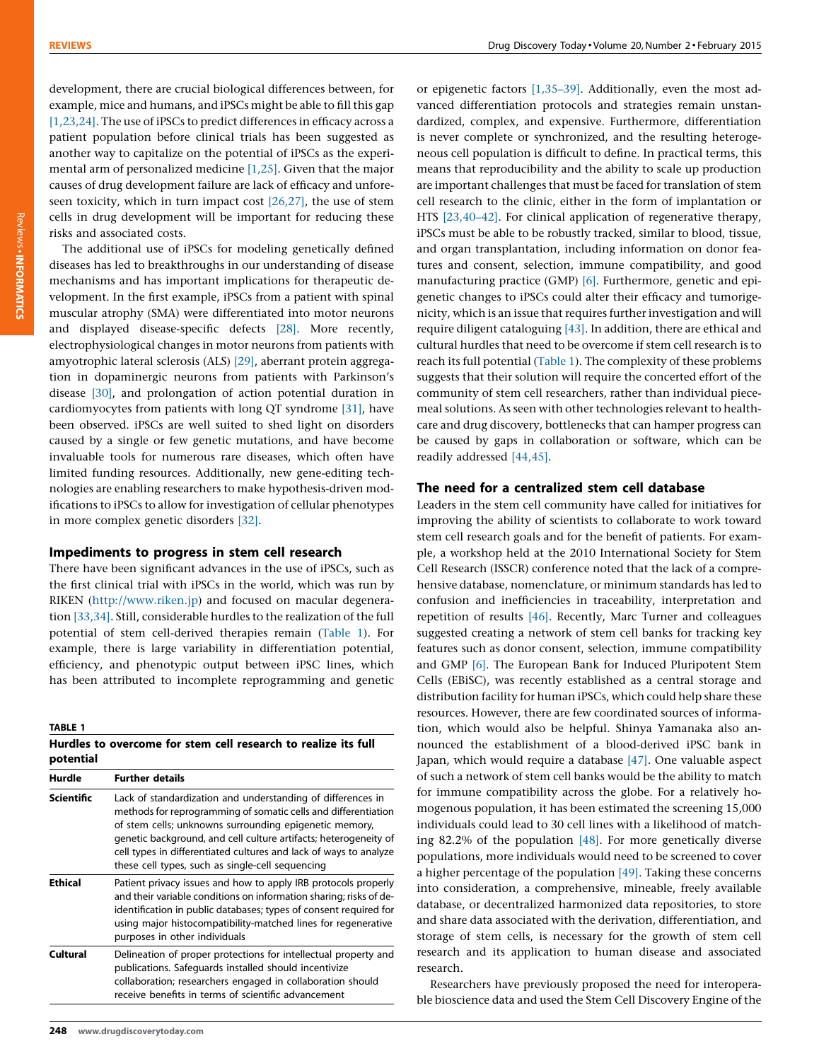development, there are crucial biological differences between, for example, mice and humans, and iPSCs might be able to fill this gap [1,23,24]. The use of iPSCs to predict differences in efficacy across a patient population before clinical trials has been suggested as another way to capitalize on the potential of iPSCs as the experimental arm of personalized medicine [1,25]. Given that the major causes of drug development failure are lack of efficacy and unforeseen toxicity, which in turn impact cost [26,27], the use of stem cells in drug development will be important for reducing these risks and associated costs.

The additional use of iPSCs for modeling genetically defined diseases has led to breakthroughs in our understanding of disease mechanisms and has important implications for therapeutic development. In the first example, iPSCs from a patient with spinal muscular atrophy (SMA) were differentiated into motor neurons and displayed disease-specific defects [28]. More recently, electrophysiological changes in motor neurons from patients with amyotrophic lateral sclerosis (ALS) [29], aberrant protein aggregation in dopaminergic neurons from patients with Parkinson's disease [30], and prolongation of action potential duration in cardiomyocytes from patients with long QT syndrome [31], have been observed. iPSCs are well suited to shed light on disorders caused by a single or few genetic mutations, and have become invaluable tools for numerous rare diseases, which often have limited funding resources. Additionally, new gene-editing technologies are enabling researchers to make hypothesis-driven modifications to iPSCs to allow for investigation of cellular phenotypes in more complex genetic disorders [32].

## Impediments to progress in stem cell research

There have been significant advances in the use of iPSCs, such as the first clinical trial with iPSCs in the world, which was run by RIKEN (http://www.riken.jp) and focused on macular degeneration [33,34]. Still, considerable hurdles to the realization of the full potential of stem cell-derived therapies remain (Table 1). For example, there is large variability in differentiation potential, efficiency, and phenotypic output between iPSC lines, which has been attributed to incomplete reprogramming and genetic or epigenetic factors [1,35–39]. Additionally, even the most advanced differentiation protocols and strategies remain unstandardized, complex, and expensive. Furthermore, differentiation is never complete or synchronized, and the resulting heterogeneous cell population is difficult to define. In practical terms, this means that reproducibility and the ability to scale up production are important challenges that must be faced for translation of stem cell research to the clinic, either in the form of implantation or HTS [23,40–42]. For clinical application of regenerative therapy, iPSCs must be able to be robustly tracked, similar to blood, tissue, and organ transplantation, including information on donor features and consent, selection, immune compatibility, and good manufacturing practice (GMP) [6]. Furthermore, genetic and epigenetic changes to iPSCs could alter their efficacy and tumorigenicity, which is an issue that requires further investigation and will require diligent cataloguing [43]. In addition, there are ethical and cultural hurdles that need to be overcome if stem cell research is to reach its full potential (Table 1). The complexity of these problems suggests that their solution will require the concerted effort of the community of stem cell researchers, rather than individual piecemeal solutions. As seen with other technologies relevant to healthcare and drug discovery, bottlenecks that can hamper progress can be caused by gaps in collaboration or software, which can be readily addressed [44,45].

**TABLE 1**

**Hurdles to overcome for stem cell research to realize its full potential**

| Hurdle | Further details |
|---|---|
| **Scientific** | Lack of standardization and understanding of differences in methods for reprogramming of somatic cells and differentiation of stem cells; unknowns surrounding epigenetic memory, genetic background, and cell culture artifacts; heterogeneity of cell types in differentiated cultures and lack of ways to analyze these cell types, such as single-cell sequencing |
| **Ethical** | Patient privacy issues and how to apply IRB protocols properly and their variable conditions on information sharing; risks of de-identification in public databases; types of consent required for using major histocompatibility-matched lines for regenerative purposes in other individuals |
| **Cultural** | Delineation of proper protections for intellectual property and publications. Safeguards installed should incentivize collaboration; researchers engaged in collaboration should receive benefits in terms of scientific advancement |

## The need for a centralized stem cell database

Leaders in the stem cell community have called for initiatives for improving the ability of scientists to collaborate to work toward stem cell research goals and for the benefit of patients. For example, a workshop held at the 2010 International Society for Stem Cell Research (ISSCR) conference noted that the lack of a comprehensive database, nomenclature, or minimum standards has led to confusion and inefficiencies in traceability, interpretation and repetition of results [46]. Recently, Marc Turner and colleagues suggested creating a network of stem cell banks for tracking key features such as donor consent, selection, immune compatibility and GMP [6]. The European Bank for Induced Pluripotent Stem Cells (EBiSC), was recently established as a central storage and distribution facility for human iPSCs, which could help share these resources. However, there are few coordinated sources of information, which would also be helpful. Shinya Yamanaka also announced the establishment of a blood-derived iPSC bank in Japan, which would require a database [47]. One valuable aspect of such a network of stem cell banks would be the ability to match for immune compatibility across the globe. For a relatively homogenous population, it has been estimated the screening 15,000 individuals could lead to 30 cell lines with a likelihood of matching 82.2% of the population [48]. For more genetically diverse populations, more individuals would need to be screened to cover a higher percentage of the population [49]. Taking these concerns into consideration, a comprehensive, mineable, freely available database, or decentralized harmonized data repositories, to store and share data associated with the derivation, differentiation, and storage of stem cells, is necessary for the growth of stem cell research and its application to human disease and associated research.

Researchers have previously proposed the need for interoperable bioscience data and used the Stem Cell Discovery Engine of the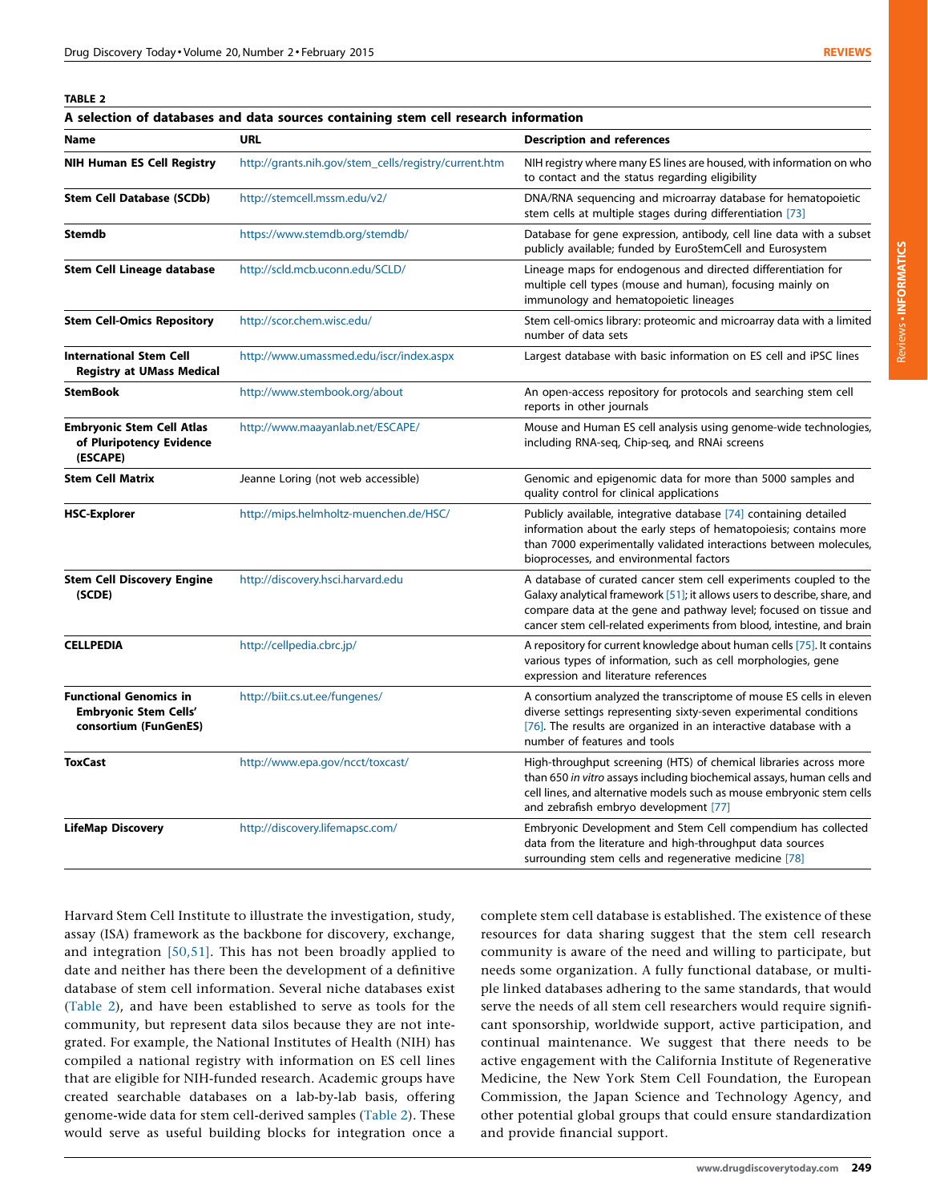**TABLE 2**

**A selection of databases and data sources containing stem cell research information**

| Name | URL | Description and references |
|---|---|---|
| **NIH Human ES Cell Registry** | http://grants.nih.gov/stem_cells/registry/current.htm | NIH registry where many ES lines are housed, with information on who to contact and the status regarding eligibility |
| **Stem Cell Database (SCDb)** | http://stemcell.mssm.edu/v2/ | DNA/RNA sequencing and microarray database for hematopoietic stem cells at multiple stages during differentiation [73] |
| **Stemdb** | https://www.stemdb.org/stemdb/ | Database for gene expression, antibody, cell line data with a subset publicly available; funded by EuroStemCell and Eurosystem |
| **Stem Cell Lineage database** | http://scld.mcb.uconn.edu/SCLD/ | Lineage maps for endogenous and directed differentiation for multiple cell types (mouse and human), focusing mainly on immunology and hematopoietic lineages |
| **Stem Cell-Omics Repository** | http://scor.chem.wisc.edu/ | Stem cell-omics library: proteomic and microarray data with a limited number of data sets |
| **International Stem Cell Registry at UMass Medical** | http://www.umassmed.edu/iscr/index.aspx | Largest database with basic information on ES cell and iPSC lines |
| **StemBook** | http://www.stembook.org/about | An open-access repository for protocols and searching stem cell reports in other journals |
| **Embryonic Stem Cell Atlas of Pluripotency Evidence (ESCAPE)** | http://www.maayanlab.net/ESCAPE/ | Mouse and Human ES cell analysis using genome-wide technologies, including RNA-seq, Chip-seq, and RNAi screens |
| **Stem Cell Matrix** | Jeanne Loring (not web accessible) | Genomic and epigenomic data for more than 5000 samples and quality control for clinical applications |
| **HSC-Explorer** | http://mips.helmholtz-muenchen.de/HSC/ | Publicly available, integrative database [74] containing detailed information about the early steps of hematopoiesis; contains more than 7000 experimentally validated interactions between molecules, bioprocesses, and environmental factors |
| **Stem Cell Discovery Engine (SCDE)** | http://discovery.hsci.harvard.edu | A database of curated cancer stem cell experiments coupled to the Galaxy analytical framework [51]; it allows users to describe, share, and compare data at the gene and pathway level; focused on tissue and cancer stem cell-related experiments from blood, intestine, and brain |
| **CELLPEDIA** | http://cellpedia.cbrc.jp/ | A repository for current knowledge about human cells [75]. It contains various types of information, such as cell morphologies, gene expression and literature references |
| **Functional Genomics in Embryonic Stem Cells' consortium (FunGenES)** | http://biit.cs.ut.ee/fungenes/ | A consortium analyzed the transcriptome of mouse ES cells in eleven diverse settings representing sixty-seven experimental conditions [76]. The results are organized in an interactive database with a number of features and tools |
| **ToxCast** | http://www.epa.gov/ncct/toxcast/ | High-throughput screening (HTS) of chemical libraries across more than 650 *in vitro* assays including biochemical assays, human cells and cell lines, and alternative models such as mouse embryonic stem cells and zebrafish embryo development [77] |
| **LifeMap Discovery** | http://discovery.lifemapsc.com/ | Embryonic Development and Stem Cell compendium has collected data from the literature and high-throughput data sources surrounding stem cells and regenerative medicine [78] |

Harvard Stem Cell Institute to illustrate the investigation, study, assay (ISA) framework as the backbone for discovery, exchange, and integration [50,51]. This has not been broadly applied to date and neither has there been the development of a definitive database of stem cell information. Several niche databases exist (Table 2), and have been established to serve as tools for the community, but represent data silos because they are not integrated. For example, the National Institutes of Health (NIH) has compiled a national registry with information on ES cell lines that are eligible for NIH-funded research. Academic groups have created searchable databases on a lab-by-lab basis, offering genome-wide data for stem cell-derived samples (Table 2). These would serve as useful building blocks for integration once a complete stem cell database is established. The existence of these resources for data sharing suggest that the stem cell research community is aware of the need and willing to participate, but needs some organization. A fully functional database, or multiple linked databases adhering to the same standards, that would serve the needs of all stem cell researchers would require significant sponsorship, worldwide support, active participation, and continual maintenance. We suggest that there needs to be active engagement with the California Institute of Regenerative Medicine, the New York Stem Cell Foundation, the European Commission, the Japan Science and Technology Agency, and other potential global groups that could ensure standardization and provide financial support.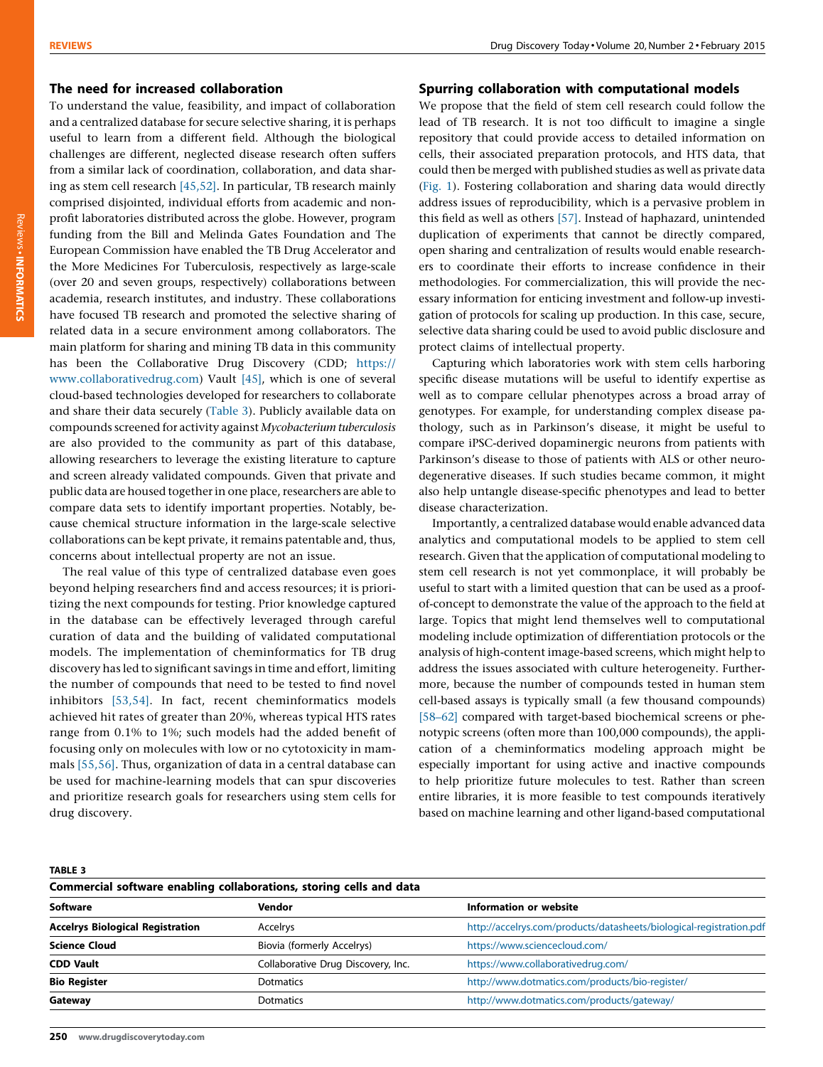## The need for increased collaboration

To understand the value, feasibility, and impact of collaboration and a centralized database for secure selective sharing, it is perhaps useful to learn from a different field. Although the biological challenges are different, neglected disease research often suffers from a similar lack of coordination, collaboration, and data sharing as stem cell research [45,52]. In particular, TB research mainly comprised disjointed, individual efforts from academic and nonprofit laboratories distributed across the globe. However, program funding from the Bill and Melinda Gates Foundation and The European Commission have enabled the TB Drug Accelerator and the More Medicines For Tuberculosis, respectively as large-scale (over 20 and seven groups, respectively) collaborations between academia, research institutes, and industry. These collaborations have focused TB research and promoted the selective sharing of related data in a secure environment among collaborators. The main platform for sharing and mining TB data in this community has been the Collaborative Drug Discovery (CDD; https://www.collaborativedrug.com) Vault [45], which is one of several cloud-based technologies developed for researchers to collaborate and share their data securely (Table 3). Publicly available data on compounds screened for activity against *Mycobacterium tuberculosis* are also provided to the community as part of this database, allowing researchers to leverage the existing literature to capture and screen already validated compounds. Given that private and public data are housed together in one place, researchers are able to compare data sets to identify important properties. Notably, because chemical structure information in the large-scale selective collaborations can be kept private, it remains patentable and, thus, concerns about intellectual property are not an issue.

The real value of this type of centralized database even goes beyond helping researchers find and access resources; it is prioritizing the next compounds for testing. Prior knowledge captured in the database can be effectively leveraged through careful curation of data and the building of validated computational models. The implementation of cheminformatics for TB drug discovery has led to significant savings in time and effort, limiting the number of compounds that need to be tested to find novel inhibitors [53,54]. In fact, recent cheminformatics models achieved hit rates of greater than 20%, whereas typical HTS rates range from 0.1% to 1%; such models had the added benefit of focusing only on molecules with low or no cytotoxicity in mammals [55,56]. Thus, organization of data in a central database can be used for machine-learning models that can spur discoveries and prioritize research goals for researchers using stem cells for drug discovery.

## Spurring collaboration with computational models

We propose that the field of stem cell research could follow the lead of TB research. It is not too difficult to imagine a single repository that could provide access to detailed information on cells, their associated preparation protocols, and HTS data, that could then be merged with published studies as well as private data (Fig. 1). Fostering collaboration and sharing data would directly address issues of reproducibility, which is a pervasive problem in this field as well as others [57]. Instead of haphazard, unintended duplication of experiments that cannot be directly compared, open sharing and centralization of results would enable researchers to coordinate their efforts to increase confidence in their methodologies. For commercialization, this will provide the necessary information for enticing investment and follow-up investigation of protocols for scaling up production. In this case, secure, selective data sharing could be used to avoid public disclosure and protect claims of intellectual property.

Capturing which laboratories work with stem cells harboring specific disease mutations will be useful to identify expertise as well as to compare cellular phenotypes across a broad array of genotypes. For example, for understanding complex disease pathology, such as in Parkinson's disease, it might be useful to compare iPSC-derived dopaminergic neurons from patients with Parkinson's disease to those of patients with ALS or other neurodegenerative diseases. If such studies became common, it might also help untangle disease-specific phenotypes and lead to better disease characterization.

Importantly, a centralized database would enable advanced data analytics and computational models to be applied to stem cell research. Given that the application of computational modeling to stem cell research is not yet commonplace, it will probably be useful to start with a limited question that can be used as a proof-of-concept to demonstrate the value of the approach to the field at large. Topics that might lend themselves well to computational modeling include optimization of differentiation protocols or the analysis of high-content image-based screens, which might help to address the issues associated with culture heterogeneity. Furthermore, because the number of compounds tested in human stem cell-based assays is typically small (a few thousand compounds) [58–62] compared with target-based biochemical screens or phenotypic screens (often more than 100,000 compounds), the application of a cheminformatics modeling approach might be especially important for using active and inactive compounds to help prioritize future molecules to test. Rather than screen entire libraries, it is more feasible to test compounds iteratively based on machine learning and other ligand-based computational

**TABLE 3**

**Commercial software enabling collaborations, storing cells and data**

| Software | Vendor | Information or website |
|---|---|---|
| **Accelrys Biological Registration** | Accelrys | http://accelrys.com/products/datasheets/biological-registration.pdf |
| **Science Cloud** | Biovia (formerly Accelrys) | https://www.sciencecloud.com/ |
| **CDD Vault** | Collaborative Drug Discovery, Inc. | https://www.collaborativedrug.com/ |
| **Bio Register** | Dotmatics | http://www.dotmatics.com/products/bio-register/ |
| **Gateway** | Dotmatics | http://www.dotmatics.com/products/gateway/ |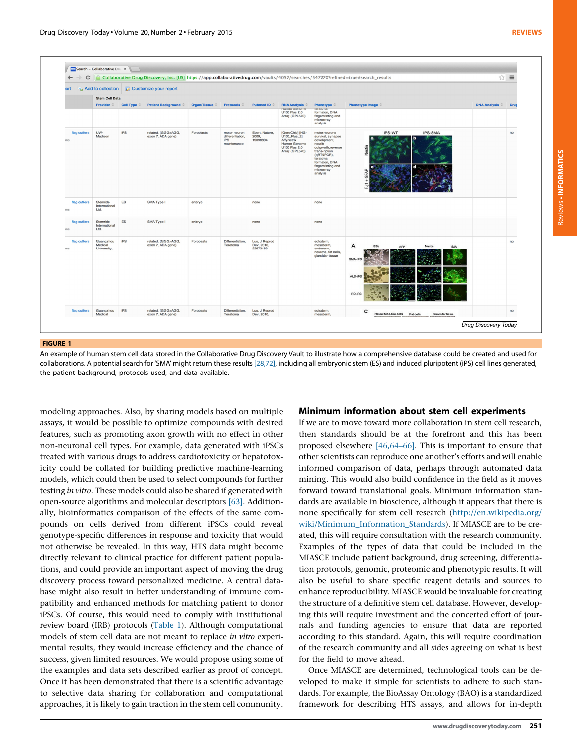**FIGURE 1**

An example of human stem cell data stored in the Collaborative Drug Discovery Vault to illustrate how a comprehensive database could be created and used for collaborations. A potential search for 'SMA' might return these results [28,72], including all embryonic stem (ES) and induced pluripotent (iPS) cell lines generated, the patient background, protocols used, and data available.

modeling approaches. Also, by sharing models based on multiple assays, it would be possible to optimize compounds with desired features, such as promoting axon growth with no effect in other non-neuronal cell types. For example, data generated with iPSCs treated with various drugs to address cardiotoxicity or hepatotoxicity could be collated for building predictive machine-learning models, which could then be used to select compounds for further testing *in vitro*. These models could also be shared if generated with open-source algorithms and molecular descriptors [63]. Additionally, bioinformatics comparison of the effects of the same compounds on cells derived from different iPSCs could reveal genotype-specific differences in response and toxicity that would not otherwise be revealed. In this way, HTS data might become directly relevant to clinical practice for different patient populations, and could provide an important aspect of moving the drug discovery process toward personalized medicine. A central database might also result in better understanding of immune compatibility and enhanced methods for matching patient to donor iPSCs. Of course, this would need to comply with institutional review board (IRB) protocols (Table 1). Although computational models of stem cell data are not meant to replace *in vitro* experimental results, they would increase efficiency and the chance of success, given limited resources. We would propose using some of the examples and data sets described earlier as proof of concept. Once it has been demonstrated that there is a scientific advantage to selective data sharing for collaboration and computational approaches, it is likely to gain traction in the stem cell community.

## Minimum information about stem cell experiments

If we are to move toward more collaboration in stem cell research, then standards should be at the forefront and this has been proposed elsewhere [46,64–66]. This is important to ensure that other scientists can reproduce one another's efforts and will enable informed comparison of data, perhaps through automated data mining. This would also build confidence in the field as it moves forward toward translational goals. Minimum information standards are available in bioscience, although it appears that there is none specifically for stem cell research (http://en.wikipedia.org/wiki/Minimum_Information_Standards). If MIASCE are to be created, this will require consultation with the research community. Examples of the types of data that could be included in the MIASCE include patient background, drug screening, differentiation protocols, genomic, proteomic and phenotypic results. It will also be useful to share specific reagent details and sources to enhance reproducibility. MIASCE would be invaluable for creating the structure of a definitive stem cell database. However, developing this will require investment and the concerted effort of journals and funding agencies to ensure that data are reported according to this standard. Again, this will require coordination of the research community and all sides agreeing on what is best for the field to move ahead.

Once MIASCE are determined, technological tools can be developed to make it simple for scientists to adhere to such standards. For example, the BioAssay Ontology (BAO) is a standardized framework for describing HTS assays, and allows for in-depth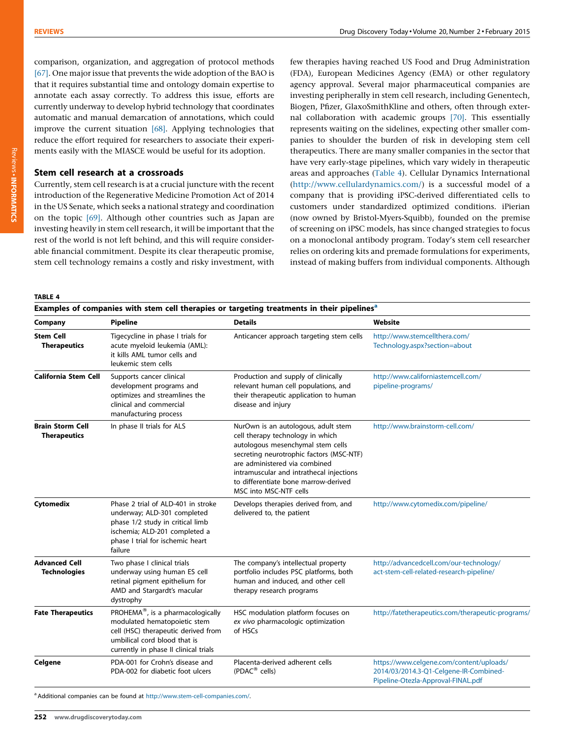comparison, organization, and aggregation of protocol methods [67]. One major issue that prevents the wide adoption of the BAO is that it requires substantial time and ontology domain expertise to annotate each assay correctly. To address this issue, efforts are currently underway to develop hybrid technology that coordinates automatic and manual demarcation of annotations, which could improve the current situation [68]. Applying technologies that reduce the effort required for researchers to associate their experiments easily with the MIASCE would be useful for its adoption.

## Stem cell research at a crossroads

Currently, stem cell research is at a crucial juncture with the recent introduction of the Regenerative Medicine Promotion Act of 2014 in the US Senate, which seeks a national strategy and coordination on the topic [69]. Although other countries such as Japan are investing heavily in stem cell research, it will be important that the rest of the world is not left behind, and this will require considerable financial commitment. Despite its clear therapeutic promise, stem cell technology remains a costly and risky investment, with few therapies having reached US Food and Drug Administration (FDA), European Medicines Agency (EMA) or other regulatory agency approval. Several major pharmaceutical companies are investing peripherally in stem cell research, including Genentech, Biogen, Pfizer, GlaxoSmithKline and others, often through external collaboration with academic groups [70]. This essentially represents waiting on the sidelines, expecting other smaller companies to shoulder the burden of risk in developing stem cell therapeutics. There are many smaller companies in the sector that have very early-stage pipelines, which vary widely in therapeutic areas and approaches (Table 4). Cellular Dynamics International (http://www.cellulardynamics.com/) is a successful model of a company that is providing iPSC-derived differentiated cells to customers under standardized optimized conditions. iPierian (now owned by Bristol-Myers-Squibb), founded on the premise of screening on iPSC models, has since changed strategies to focus on a monoclonal antibody program. Today's stem cell researcher relies on ordering kits and premade formulations for experiments, instead of making buffers from individual components. Although

**TABLE 4**

**Examples of companies with stem cell therapies or targeting treatments in their pipelines[a]**

| Company | Pipeline | Details | Website |
|---|---|---|---|
| **Stem Cell Therapeutics** | Tigecycline in phase I trials for acute myeloid leukemia (AML): it kills AML tumor cells and leukemic stem cells | Anticancer approach targeting stem cells | http://www.stemcellthera.com/Technology.aspx?section=about |
| **California Stem Cell** | Supports cancer clinical development programs and optimizes and streamlines the clinical and commercial manufacturing process | Production and supply of clinically relevant human cell populations, and their therapeutic application to human disease and injury | http://www.californiastemcell.com/pipeline-programs/ |
| **Brain Storm Cell Therapeutics** | In phase II trials for ALS | NurOwn is an autologous, adult stem cell therapy technology in which autologous mesenchymal stem cells secreting neurotrophic factors (MSC-NTF) are administered via combined intramuscular and intrathecal injections to differentiate bone marrow-derived MSC into MSC-NTF cells | http://www.brainstorm-cell.com/ |
| **Cytomedix** | Phase 2 trial of ALD-401 in stroke underway; ALD-301 completed phase 1/2 study in critical limb ischemia; ALD-201 completed a phase I trial for ischemic heart failure | Develops therapies derived from, and delivered to, the patient | http://www.cytomedix.com/pipeline/ |
| **Advanced Cell Technologies** | Two phase I clinical trials underway using human ES cell retinal pigment epithelium for AMD and Stargardt's macular dystrophy | The company's intellectual property portfolio includes PSC platforms, both human and induced, and other cell therapy research programs | http://advancedcell.com/our-technology/act-stem-cell-related-research-pipeline/ |
| **Fate Therapeutics** | PROHEMA®, is a pharmacologically modulated hematopoietic stem cell (HSC) therapeutic derived from umbilical cord blood that is currently in phase II clinical trials | HSC modulation platform focuses on *ex vivo* pharmacologic optimization of HSCs | http://fatetherapeutics.com/therapeutic-programs/ |
| **Celgene** | PDA-001 for Crohn's disease and PDA-002 for diabetic foot ulcers | Placenta-derived adherent cells (PDAC® cells) | https://www.celgene.com/content/uploads/2014/03/2014.3-Q1-Celgene-IR-Combined-Pipeline-Otezla-Approval-FINAL.pdf |

[a] Additional companies can be found at http://www.stem-cell-companies.com/.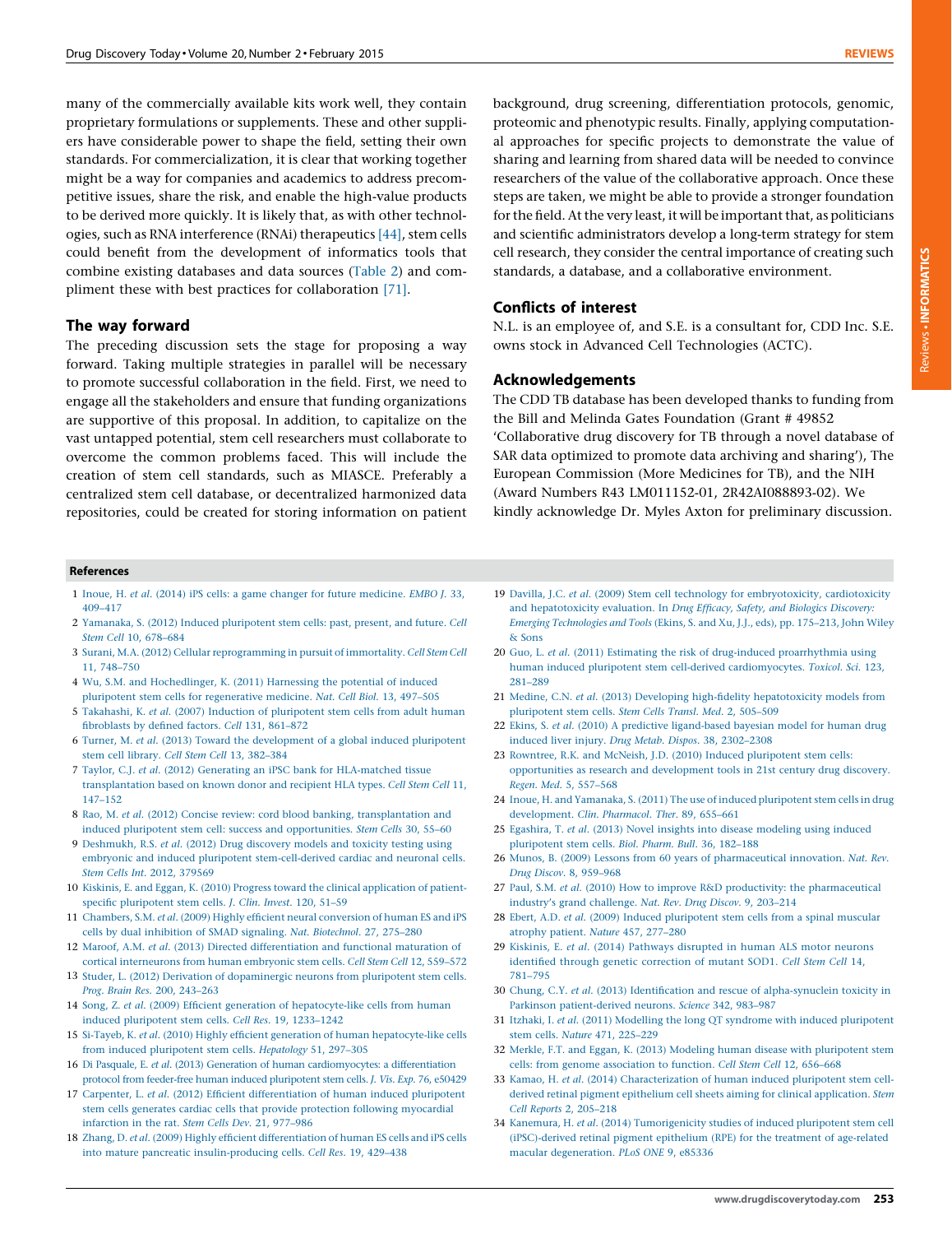many of the commercially available kits work well, they contain proprietary formulations or supplements. These and other suppliers have considerable power to shape the field, setting their own standards. For commercialization, it is clear that working together might be a way for companies and academics to address precompetitive issues, share the risk, and enable the high-value products to be derived more quickly. It is likely that, as with other technologies, such as RNA interference (RNAi) therapeutics [44], stem cells could benefit from the development of informatics tools that combine existing databases and data sources (Table 2) and compliment these with best practices for collaboration [71].

## The way forward

The preceding discussion sets the stage for proposing a way forward. Taking multiple strategies in parallel will be necessary to promote successful collaboration in the field. First, we need to engage all the stakeholders and ensure that funding organizations are supportive of this proposal. In addition, to capitalize on the vast untapped potential, stem cell researchers must collaborate to overcome the common problems faced. This will include the creation of stem cell standards, such as MIASCE. Preferably a centralized stem cell database, or decentralized harmonized data repositories, could be created for storing information on patient background, drug screening, differentiation protocols, genomic, proteomic and phenotypic results. Finally, applying computational approaches for specific projects to demonstrate the value of sharing and learning from shared data will be needed to convince researchers of the value of the collaborative approach. Once these steps are taken, we might be able to provide a stronger foundation for the field. At the very least, it will be important that, as politicians and scientific administrators develop a long-term strategy for stem cell research, they consider the central importance of creating such standards, a database, and a collaborative environment.

## Conflicts of interest

N.L. is an employee of, and S.E. is a consultant for, CDD Inc. S.E. owns stock in Advanced Cell Technologies (ACTC).

## Acknowledgements

The CDD TB database has been developed thanks to funding from the Bill and Melinda Gates Foundation (Grant # 49852 'Collaborative drug discovery for TB through a novel database of SAR data optimized to promote data archiving and sharing'), The European Commission (More Medicines for TB), and the NIH (Award Numbers R43 LM011152-01, 2R42AI088893-02). We kindly acknowledge Dr. Myles Axton for preliminary discussion.

## References

1 Inoue, H. *et al.* (2014) iPS cells: a game changer for future medicine. *EMBO J.* 33, 409–417

2 Yamanaka, S. (2012) Induced pluripotent stem cells: past, present, and future. *Cell Stem Cell* 10, 678–684

3 Surani, M.A. (2012) Cellular reprogramming in pursuit of immortality. *Cell Stem Cell* 11, 748–750

4 Wu, S.M. and Hochedlinger, K. (2011) Harnessing the potential of induced pluripotent stem cells for regenerative medicine. *Nat. Cell Biol.* 13, 497–505

5 Takahashi, K. *et al.* (2007) Induction of pluripotent stem cells from adult human fibroblasts by defined factors. *Cell* 131, 861–872

6 Turner, M. *et al.* (2013) Toward the development of a global induced pluripotent stem cell library. *Cell Stem Cell* 13, 382–384

7 Taylor, C.J. *et al.* (2012) Generating an iPSC bank for HLA-matched tissue transplantation based on known donor and recipient HLA types. *Cell Stem Cell* 11, 147–152

8 Rao, M. *et al.* (2012) Concise review: cord blood banking, transplantation and induced pluripotent stem cell: success and opportunities. *Stem Cells* 30, 55–60

9 Deshmukh, R.S. *et al.* (2012) Drug discovery models and toxicity testing using embryonic and induced pluripotent stem-cell-derived cardiac and neuronal cells. *Stem Cells Int.* 2012, 379569

10 Kiskinis, E. and Eggan, K. (2010) Progress toward the clinical application of patient-specific pluripotent stem cells. *J. Clin. Invest.* 120, 51–59

11 Chambers, S.M. *et al.* (2009) Highly efficient neural conversion of human ES and iPS cells by dual inhibition of SMAD signaling. *Nat. Biotechnol.* 27, 275–280

12 Maroof, A.M. *et al.* (2013) Directed differentiation and functional maturation of cortical interneurons from human embryonic stem cells. *Cell Stem Cell* 12, 559–572

13 Studer, L. (2012) Derivation of dopaminergic neurons from pluripotent stem cells. *Prog. Brain Res.* 200, 243–263

14 Song, Z. *et al.* (2009) Efficient generation of hepatocyte-like cells from human induced pluripotent stem cells. *Cell Res.* 19, 1233–1242

15 Si-Tayeb, K. *et al.* (2010) Highly efficient generation of human hepatocyte-like cells from induced pluripotent stem cells. *Hepatology* 51, 297–305

16 Di Pasquale, E. *et al.* (2013) Generation of human cardiomyocytes: a differentiation protocol from feeder-free human induced pluripotent stem cells. *J. Vis. Exp.* 76, e50429

17 Carpenter, L. *et al.* (2012) Efficient differentiation of human induced pluripotent stem cells generates cardiac cells that provide protection following myocardial infarction in the rat. *Stem Cells Dev.* 21, 977–986

18 Zhang, D. *et al.* (2009) Highly efficient differentiation of human ES cells and iPS cells into mature pancreatic insulin-producing cells. *Cell Res.* 19, 429–438

19 Davilla, J.C. *et al.* (2009) Stem cell technology for embryotoxicity, cardiotoxicity and hepatotoxicity evaluation. In *Drug Efficacy, Safety, and Biologics Discovery: Emerging Technologies and Tools* (Ekins, S. and Xu, J.J., eds), pp. 175–213, John Wiley & Sons

20 Guo, L. *et al.* (2011) Estimating the risk of drug-induced proarrhythmia using human induced pluripotent stem cell-derived cardiomyocytes. *Toxicol. Sci.* 123, 281–289

21 Medine, C.N. *et al.* (2013) Developing high-fidelity hepatotoxicity models from pluripotent stem cells. *Stem Cells Transl. Med.* 2, 505–509

22 Ekins, S. *et al.* (2010) A predictive ligand-based bayesian model for human drug induced liver injury. *Drug Metab. Dispos.* 38, 2302–2308

23 Rowntree, R.K. and McNeish, J.D. (2010) Induced pluripotent stem cells: opportunities as research and development tools in 21st century drug discovery. *Regen. Med.* 5, 557–568

24 Inoue, H. and Yamanaka, S. (2011) The use of induced pluripotent stem cells in drug development. *Clin. Pharmacol. Ther.* 89, 655–661

25 Egashira, T. *et al.* (2013) Novel insights into disease modeling using induced pluripotent stem cells. *Biol. Pharm. Bull.* 36, 182–188

26 Munos, B. (2009) Lessons from 60 years of pharmaceutical innovation. *Nat. Rev. Drug Discov.* 8, 959–968

27 Paul, S.M. *et al.* (2010) How to improve R&D productivity: the pharmaceutical industry's grand challenge. *Nat. Rev. Drug Discov.* 9, 203–214

28 Ebert, A.D. *et al.* (2009) Induced pluripotent stem cells from a spinal muscular atrophy patient. *Nature* 457, 277–280

29 Kiskinis, E. *et al.* (2014) Pathways disrupted in human ALS motor neurons identified through genetic correction of mutant SOD1. *Cell Stem Cell* 14, 781–795

30 Chung, C.Y. *et al.* (2013) Identification and rescue of alpha-synuclein toxicity in Parkinson patient-derived neurons. *Science* 342, 983–987

31 Itzhaki, I. *et al.* (2011) Modelling the long QT syndrome with induced pluripotent stem cells. *Nature* 471, 225–229

32 Merkle, F.T. and Eggan, K. (2013) Modeling human disease with pluripotent stem cells: from genome association to function. *Cell Stem Cell* 12, 656–668

33 Kamao, H. *et al.* (2014) Characterization of human induced pluripotent stem cell-derived retinal pigment epithelium cell sheets aiming for clinical application. *Stem Cell Reports* 2, 205–218

34 Kanemura, H. *et al.* (2014) Tumorigenicity studies of induced pluripotent stem cell (iPSC)-derived retinal pigment epithelium (RPE) for the treatment of age-related macular degeneration. *PLoS ONE* 9, e85336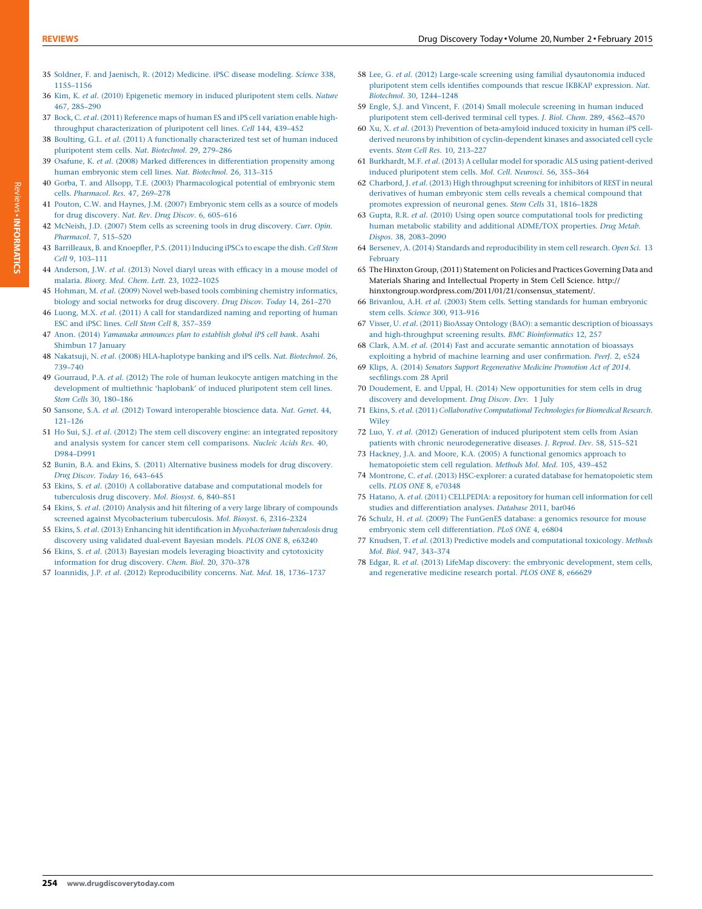35 Soldner, F. and Jaenisch, R. (2012) Medicine. iPSC disease modeling. *Science* 338, 1155–1156

36 Kim, K. *et al.* (2010) Epigenetic memory in induced pluripotent stem cells. *Nature* 467, 285–290

37 Bock, C. *et al.* (2011) Reference maps of human ES and iPS cell variation enable high-throughput characterization of pluripotent cell lines. *Cell* 144, 439–452

38 Boulting, G.L. *et al.* (2011) A functionally characterized test set of human induced pluripotent stem cells. *Nat. Biotechnol.* 29, 279–286

39 Osafune, K. *et al.* (2008) Marked differences in differentiation propensity among human embryonic stem cell lines. *Nat. Biotechnol.* 26, 313–315

40 Gorba, T. and Allsopp, T.E. (2003) Pharmacological potential of embryonic stem cells. *Pharmacol. Res.* 47, 269–278

41 Pouton, C.W. and Haynes, J.M. (2007) Embryonic stem cells as a source of models for drug discovery. *Nat. Rev. Drug Discov.* 6, 605–616

42 McNeish, J.D. (2007) Stem cells as screening tools in drug discovery. *Curr. Opin. Pharmacol.* 7, 515–520

43 Barrilleaux, B. and Knoepfler, P.S. (2011) Inducing iPSCs to escape the dish. *Cell Stem Cell* 9, 103–111

44 Anderson, J.W. *et al.* (2013) Novel diaryl ureas with efficacy in a mouse model of malaria. *Bioorg. Med. Chem. Lett.* 23, 1022–1025

45 Hohman, M. *et al.* (2009) Novel web-based tools combining chemistry informatics, biology and social networks for drug discovery. *Drug Discov. Today* 14, 261–270

46 Luong, M.X. *et al.* (2011) A call for standardized naming and reporting of human ESC and iPSC lines. *Cell Stem Cell* 8, 357–359

47 Anon. (2014) *Yamanaka announces plan to establish global iPS cell bank*. Asahi Shimbun 17 January

48 Nakatsuji, N. *et al.* (2008) HLA-haplotype banking and iPS cells. *Nat. Biotechnol.* 26, 739–740

49 Gourraud, P.A. *et al.* (2012) The role of human leukocyte antigen matching in the development of multiethnic 'haplobank' of induced pluripotent stem cell lines. *Stem Cells* 30, 180–186

50 Sansone, S.A. *et al.* (2012) Toward interoperable bioscience data. *Nat. Genet.* 44, 121–126

51 Ho Sui, S.J. *et al.* (2012) The stem cell discovery engine: an integrated repository and analysis system for cancer stem cell comparisons. *Nucleic Acids Res.* 40, D984–D991

52 Bunin, B.A. and Ekins, S. (2011) Alternative business models for drug discovery. *Drug Discov. Today* 16, 643–645

53 Ekins, S. *et al.* (2010) A collaborative database and computational models for tuberculosis drug discovery. *Mol. Biosyst.* 6, 840–851

54 Ekins, S. *et al.* (2010) Analysis and hit filtering of a very large library of compounds screened against Mycobacterium tuberculosis. *Mol. Biosyst.* 6, 2316–2324

55 Ekins, S. *et al.* (2013) Enhancing hit identification in *Mycobacterium tuberculosis* drug discovery using validated dual-event Bayesian models. *PLOS ONE* 8, e63240

56 Ekins, S. *et al.* (2013) Bayesian models leveraging bioactivity and cytotoxicity information for drug discovery. *Chem. Biol.* 20, 370–378

57 Ioannidis, J.P. *et al.* (2012) Reproducibility concerns. *Nat. Med.* 18, 1736–1737

58 Lee, G. *et al.* (2012) Large-scale screening using familial dysautonomia induced pluripotent stem cells identifies compounds that rescue IKBKAP expression. *Nat. Biotechnol.* 30, 1244–1248

59 Engle, S.J. and Vincent, F. (2014) Small molecule screening in human induced pluripotent stem cell-derived terminal cell types. *J. Biol. Chem.* 289, 4562–4570

60 Xu, X. *et al.* (2013) Prevention of beta-amyloid induced toxicity in human iPS cell-derived neurons by inhibition of cyclin-dependent kinases and associated cell cycle events. *Stem Cell Res.* 10, 213–227

61 Burkhardt, M.F. *et al.* (2013) A cellular model for sporadic ALS using patient-derived induced pluripotent stem cells. *Mol. Cell. Neurosci.* 56, 355–364

62 Charbord, J. *et al.* (2013) High throughput screening for inhibitors of REST in neural derivatives of human embryonic stem cells reveals a chemical compound that promotes expression of neuronal genes. *Stem Cells* 31, 1816–1828

63 Gupta, R.R. *et al.* (2010) Using open source computational tools for predicting human metabolic stability and additional ADME/TOX properties. *Drug Metab. Dispos.* 38, 2083–2090

64 Bersenev, A. (2014) Standards and reproducibility in stem cell research. *Open Sci.* 13 February

65 The Hinxton Group, (2011) Statement on Policies and Practices Governing Data and Materials Sharing and Intellectual Property in Stem Cell Science. http://hinxtongroup.wordpress.com/2011/01/21/consensus_statement/.

66 Brivanlou, A.H. *et al.* (2003) Stem cells. Setting standards for human embryonic stem cells. *Science* 300, 913–916

67 Visser, U. *et al.* (2011) BioAssay Ontology (BAO): a semantic description of bioassays and high-throughput screening results. *BMC Bioinformatics* 12, 257

68 Clark, A.M. *et al.* (2014) Fast and accurate semantic annotation of bioassays exploiting a hybrid of machine learning and user confirmation. *PeerJ.* 2, e524

69 Klips, A. (2014) *Senators Support Regenerative Medicine Promotion Act of 2014*. secfilings.com 28 April

70 Doudement, E. and Uppal, H. (2014) New opportunities for stem cells in drug discovery and development. *Drug Discov. Dev.* 1 July

71 Ekins, S. *et al.* (2011) *Collaborative Computational Technologies for Biomedical Research*. Wiley

72 Luo, Y. *et al.* (2012) Generation of induced pluripotent stem cells from Asian patients with chronic neurodegenerative diseases. *J. Reprod. Dev.* 58, 515–521

73 Hackney, J.A. and Moore, K.A. (2005) A functional genomics approach to hematopoietic stem cell regulation. *Methods Mol. Med.* 105, 439–452

74 Montrone, C. *et al.* (2013) HSC-explorer: a curated database for hematopoietic stem cells. *PLOS ONE* 8, e70348

75 Hatano, A. *et al.* (2011) CELLPEDIA: a repository for human cell information for cell studies and differentiation analyses. *Database* 2011, bar046

76 Schulz, H. *et al.* (2009) The FunGenES database: a genomics resource for mouse embryonic stem cell differentiation. *PLoS ONE* 4, e6804

77 Knudsen, T. *et al.* (2013) Predictive models and computational toxicology. *Methods Mol. Biol.* 947, 343–374

78 Edgar, R. *et al.* (2013) LifeMap discovery: the embryonic development, stem cells, and regenerative medicine research portal. *PLOS ONE* 8, e66629